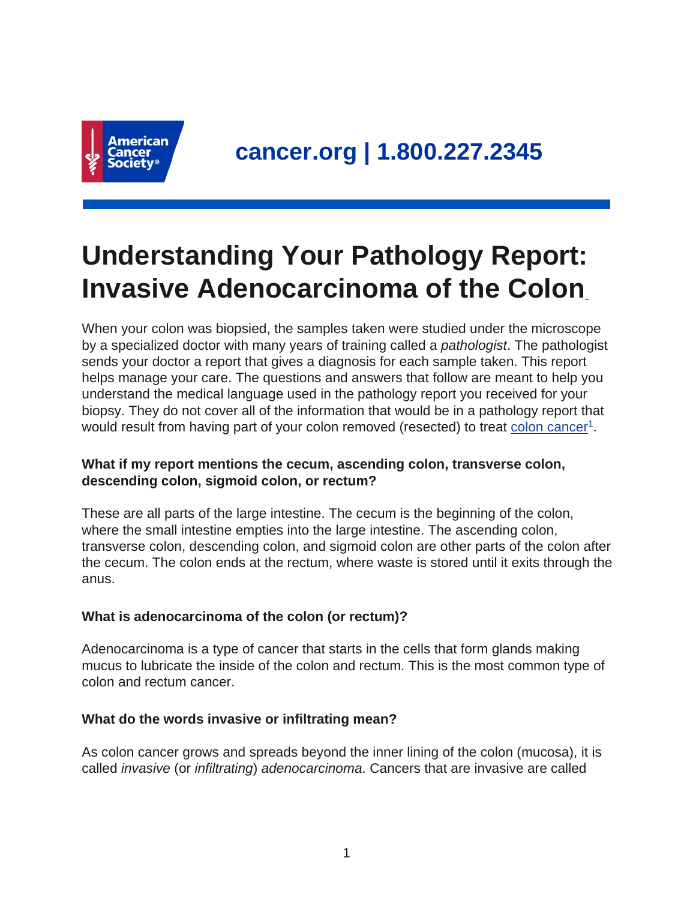cancer.org | 1.800.227.2345

# Understanding Your Pathology Report: Invasive Adenocarcinoma of the Colon

When your colon was biopsied, the samples taken were studied under the microscope by a specialized doctor with many years of training called a *pathologist*. The pathologist sends your doctor a report that gives a diagnosis for each sample taken. This report helps manage your care. The questions and answers that follow are meant to help you understand the medical language used in the pathology report you received for your biopsy. They do not cover all of the information that would be in a pathology report that would result from having part of your colon removed (resected) to treat colon cancer[1].

### What if my report mentions the cecum, ascending colon, transverse colon, descending colon, sigmoid colon, or rectum?

These are all parts of the large intestine. The cecum is the beginning of the colon, where the small intestine empties into the large intestine. The ascending colon, transverse colon, descending colon, and sigmoid colon are other parts of the colon after the cecum. The colon ends at the rectum, where waste is stored until it exits through the anus.

### What is adenocarcinoma of the colon (or rectum)?

Adenocarcinoma is a type of cancer that starts in the cells that form glands making mucus to lubricate the inside of the colon and rectum. This is the most common type of colon and rectum cancer.

### What do the words invasive or infiltrating mean?

As colon cancer grows and spreads beyond the inner lining of the colon (mucosa), it is called *invasive* (or *infiltrating*) *adenocarcinoma*. Cancers that are invasive are called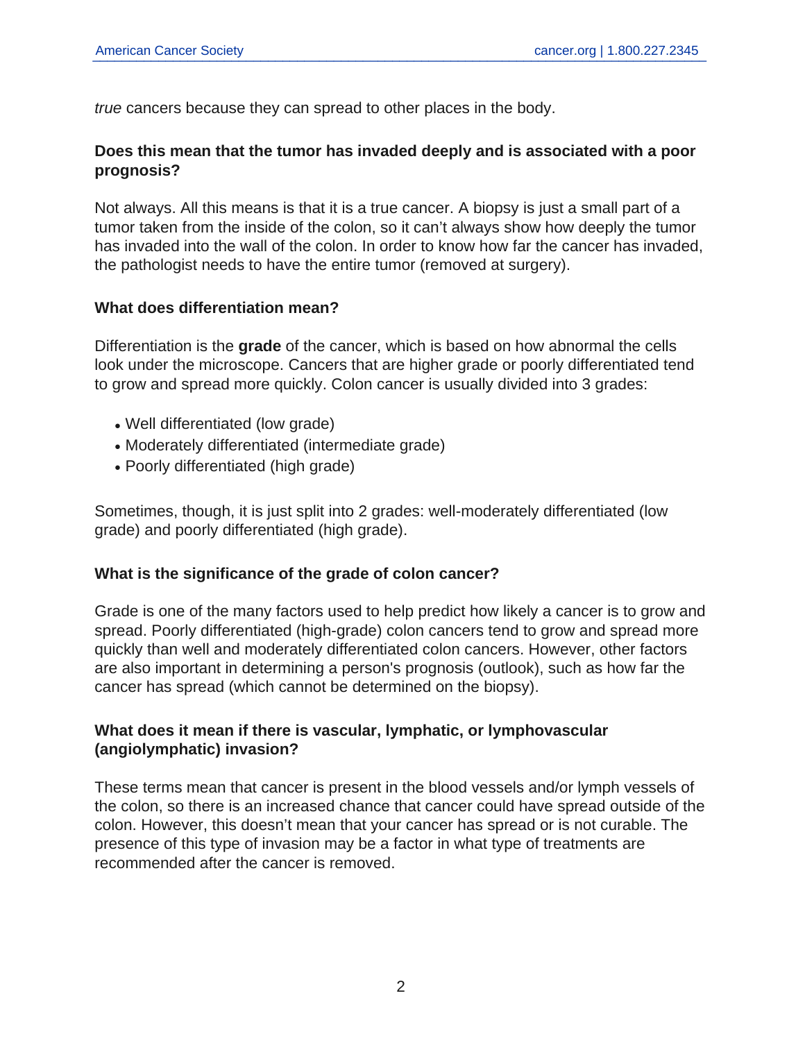*true* cancers because they can spread to other places in the body.

### Does this mean that the tumor has invaded deeply and is associated with a poor prognosis?

Not always. All this means is that it is a true cancer. A biopsy is just a small part of a tumor taken from the inside of the colon, so it can't always show how deeply the tumor has invaded into the wall of the colon. In order to know how far the cancer has invaded, the pathologist needs to have the entire tumor (removed at surgery).

### What does differentiation mean?

Differentiation is the **grade** of the cancer, which is based on how abnormal the cells look under the microscope. Cancers that are higher grade or poorly differentiated tend to grow and spread more quickly. Colon cancer is usually divided into 3 grades:

- Well differentiated (low grade)
- Moderately differentiated (intermediate grade)
- Poorly differentiated (high grade)

Sometimes, though, it is just split into 2 grades: well-moderately differentiated (low grade) and poorly differentiated (high grade).

### What is the significance of the grade of colon cancer?

Grade is one of the many factors used to help predict how likely a cancer is to grow and spread. Poorly differentiated (high-grade) colon cancers tend to grow and spread more quickly than well and moderately differentiated colon cancers. However, other factors are also important in determining a person's prognosis (outlook), such as how far the cancer has spread (which cannot be determined on the biopsy).

### What does it mean if there is vascular, lymphatic, or lymphovascular (angiolymphatic) invasion?

These terms mean that cancer is present in the blood vessels and/or lymph vessels of the colon, so there is an increased chance that cancer could have spread outside of the colon. However, this doesn't mean that your cancer has spread or is not curable. The presence of this type of invasion may be a factor in what type of treatments are recommended after the cancer is removed.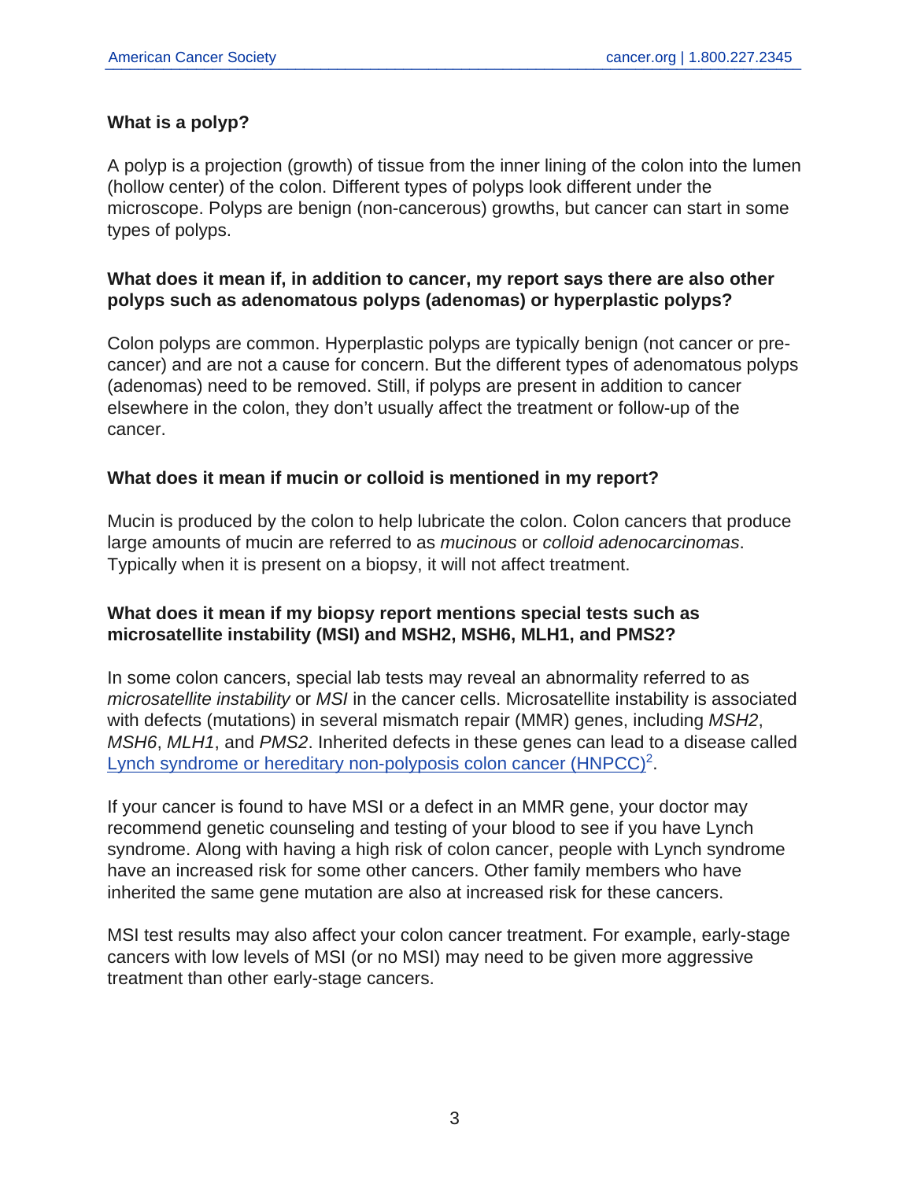### What is a polyp?

A polyp is a projection (growth) of tissue from the inner lining of the colon into the lumen (hollow center) of the colon. Different types of polyps look different under the microscope. Polyps are benign (non-cancerous) growths, but cancer can start in some types of polyps.

### What does it mean if, in addition to cancer, my report says there are also other polyps such as adenomatous polyps (adenomas) or hyperplastic polyps?

Colon polyps are common. Hyperplastic polyps are typically benign (not cancer or pre-cancer) and are not a cause for concern. But the different types of adenomatous polyps (adenomas) need to be removed. Still, if polyps are present in addition to cancer elsewhere in the colon, they don't usually affect the treatment or follow-up of the cancer.

### What does it mean if mucin or colloid is mentioned in my report?

Mucin is produced by the colon to help lubricate the colon. Colon cancers that produce large amounts of mucin are referred to as *mucinous* or *colloid adenocarcinomas*. Typically when it is present on a biopsy, it will not affect treatment.

### What does it mean if my biopsy report mentions special tests such as microsatellite instability (MSI) and MSH2, MSH6, MLH1, and PMS2?

In some colon cancers, special lab tests may reveal an abnormality referred to as *microsatellite instability* or *MSI* in the cancer cells. Microsatellite instability is associated with defects (mutations) in several mismatch repair (MMR) genes, including *MSH2*, *MSH6*, *MLH1*, and *PMS2*. Inherited defects in these genes can lead to a disease called Lynch syndrome or hereditary non-polyposis colon cancer (HNPCC)[2].

If your cancer is found to have MSI or a defect in an MMR gene, your doctor may recommend genetic counseling and testing of your blood to see if you have Lynch syndrome. Along with having a high risk of colon cancer, people with Lynch syndrome have an increased risk for some other cancers. Other family members who have inherited the same gene mutation are also at increased risk for these cancers.

MSI test results may also affect your colon cancer treatment. For example, early-stage cancers with low levels of MSI (or no MSI) may need to be given more aggressive treatment than other early-stage cancers.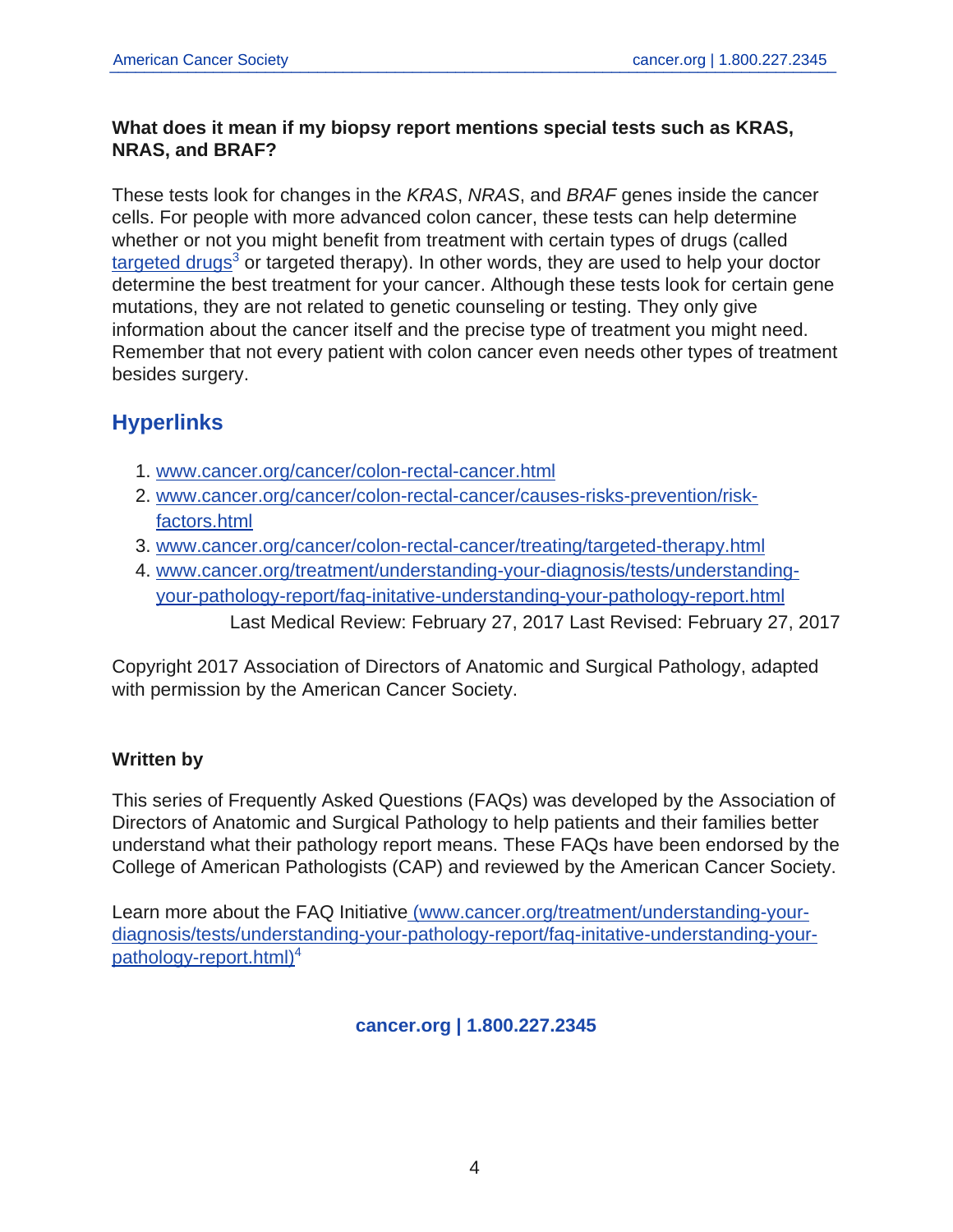**What does it mean if my biopsy report mentions special tests such as KRAS, NRAS, and BRAF?**

These tests look for changes in the *KRAS*, *NRAS*, and *BRAF* genes inside the cancer cells. For people with more advanced colon cancer, these tests can help determine whether or not you might benefit from treatment with certain types of drugs (called targeted drugs[3] or targeted therapy). In other words, they are used to help your doctor determine the best treatment for your cancer. Although these tests look for certain gene mutations, they are not related to genetic counseling or testing. They only give information about the cancer itself and the precise type of treatment you might need. Remember that not every patient with colon cancer even needs other types of treatment besides surgery.

## Hyperlinks

1. www.cancer.org/cancer/colon-rectal-cancer.html
2. www.cancer.org/cancer/colon-rectal-cancer/causes-risks-prevention/risk-factors.html
3. www.cancer.org/cancer/colon-rectal-cancer/treating/targeted-therapy.html
4. www.cancer.org/treatment/understanding-your-diagnosis/tests/understanding-your-pathology-report/faq-initative-understanding-your-pathology-report.html

Last Medical Review: February 27, 2017 Last Revised: February 27, 2017

Copyright 2017 Association of Directors of Anatomic and Surgical Pathology, adapted with permission by the American Cancer Society.

**Written by**

This series of Frequently Asked Questions (FAQs) was developed by the Association of Directors of Anatomic and Surgical Pathology to help patients and their families better understand what their pathology report means. These FAQs have been endorsed by the College of American Pathologists (CAP) and reviewed by the American Cancer Society.

Learn more about the FAQ Initiative (www.cancer.org/treatment/understanding-your-diagnosis/tests/understanding-your-pathology-report/faq-initative-understanding-your-pathology-report.html)[4]

**cancer.org | 1.800.227.2345**